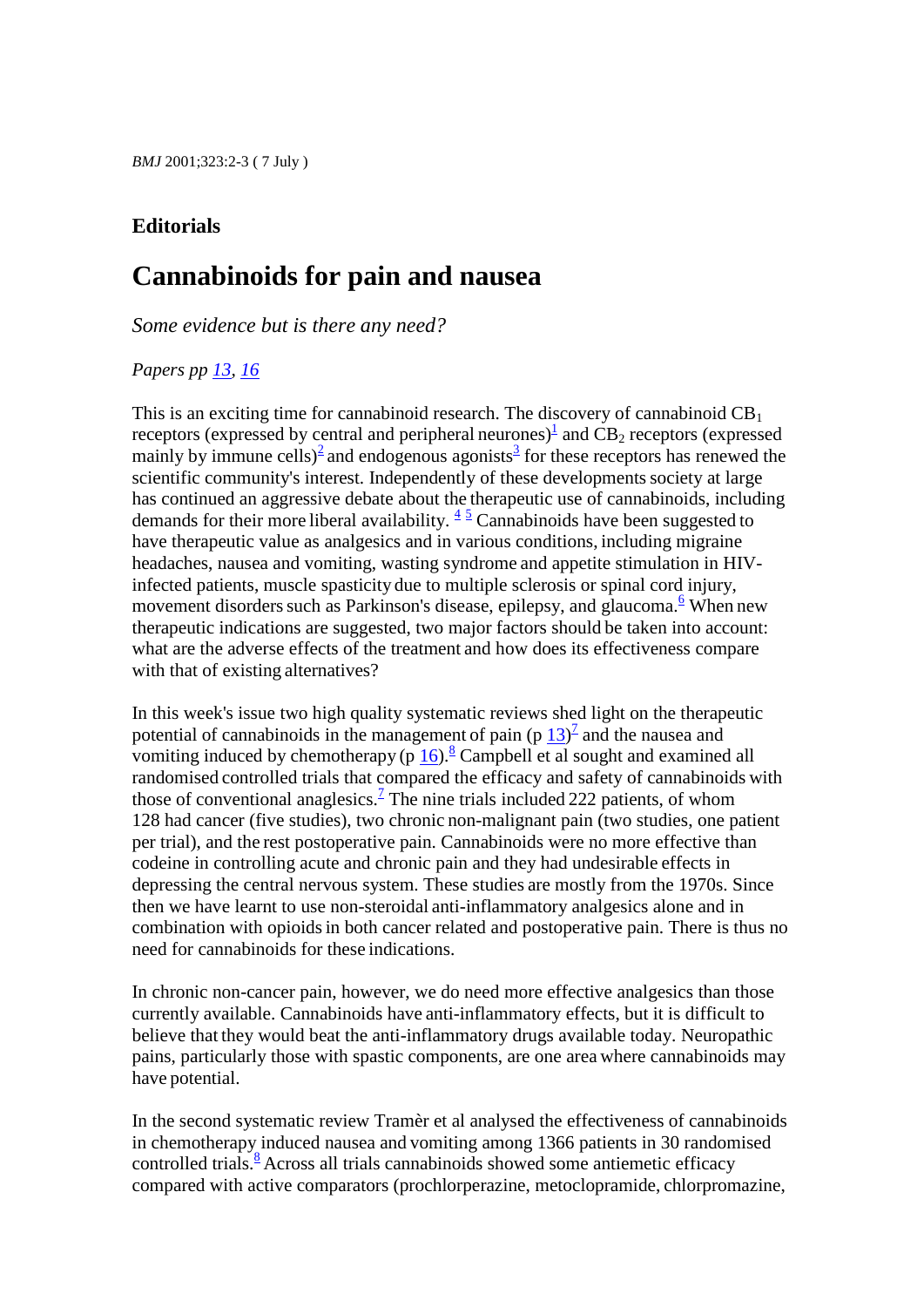*BMJ* 2001;323:2-3 ( 7 July )

## Editorials

# Cannabinoids for pain and nausea

*Some evidence but is there any need?*

*Papers pp 13, 16*

This is an exciting time for cannabinoid research. The discovery of cannabinoid $CB_1$ receptors (expressed by central and peripheral neurones)[1] and $CB_2$ receptors (expressed mainly by immune cells)[2] and endogenous agonists[3] for these receptors has renewed the scientific community's interest. Independently of these developments society at large has continued an aggressive debate about the therapeutic use of cannabinoids, including demands for their more liberal availability. [4] [5] Cannabinoids have been suggested to have therapeutic value as analgesics and in various conditions, including migraine headaches, nausea and vomiting, wasting syndrome and appetite stimulation in HIV-infected patients, muscle spasticity due to multiple sclerosis or spinal cord injury, movement disorders such as Parkinson's disease, epilepsy, and glaucoma.[6] When new therapeutic indications are suggested, two major factors should be taken into account: what are the adverse effects of the treatment and how does its effectiveness compare with that of existing alternatives?

In this week's issue two high quality systematic reviews shed light on the therapeutic potential of cannabinoids in the management of pain (p 13)[7] and the nausea and vomiting induced by chemotherapy (p 16).[8] Campbell et al sought and examined all randomised controlled trials that compared the efficacy and safety of cannabinoids with those of conventional anaglesics.[7] The nine trials included 222 patients, of whom 128 had cancer (five studies), two chronic non-malignant pain (two studies, one patient per trial), and the rest postoperative pain. Cannabinoids were no more effective than codeine in controlling acute and chronic pain and they had undesirable effects in depressing the central nervous system. These studies are mostly from the 1970s. Since then we have learnt to use non-steroidal anti-inflammatory analgesics alone and in combination with opioids in both cancer related and postoperative pain. There is thus no need for cannabinoids for these indications.

In chronic non-cancer pain, however, we do need more effective analgesics than those currently available. Cannabinoids have anti-inflammatory effects, but it is difficult to believe that they would beat the anti-inflammatory drugs available today. Neuropathic pains, particularly those with spastic components, are one area where cannabinoids may have potential.

In the second systematic review Tramèr et al analysed the effectiveness of cannabinoids in chemotherapy induced nausea and vomiting among 1366 patients in 30 randomised controlled trials.[8] Across all trials cannabinoids showed some antiemetic efficacy compared with active comparators (prochlorperazine, metoclopramide, chlorpromazine,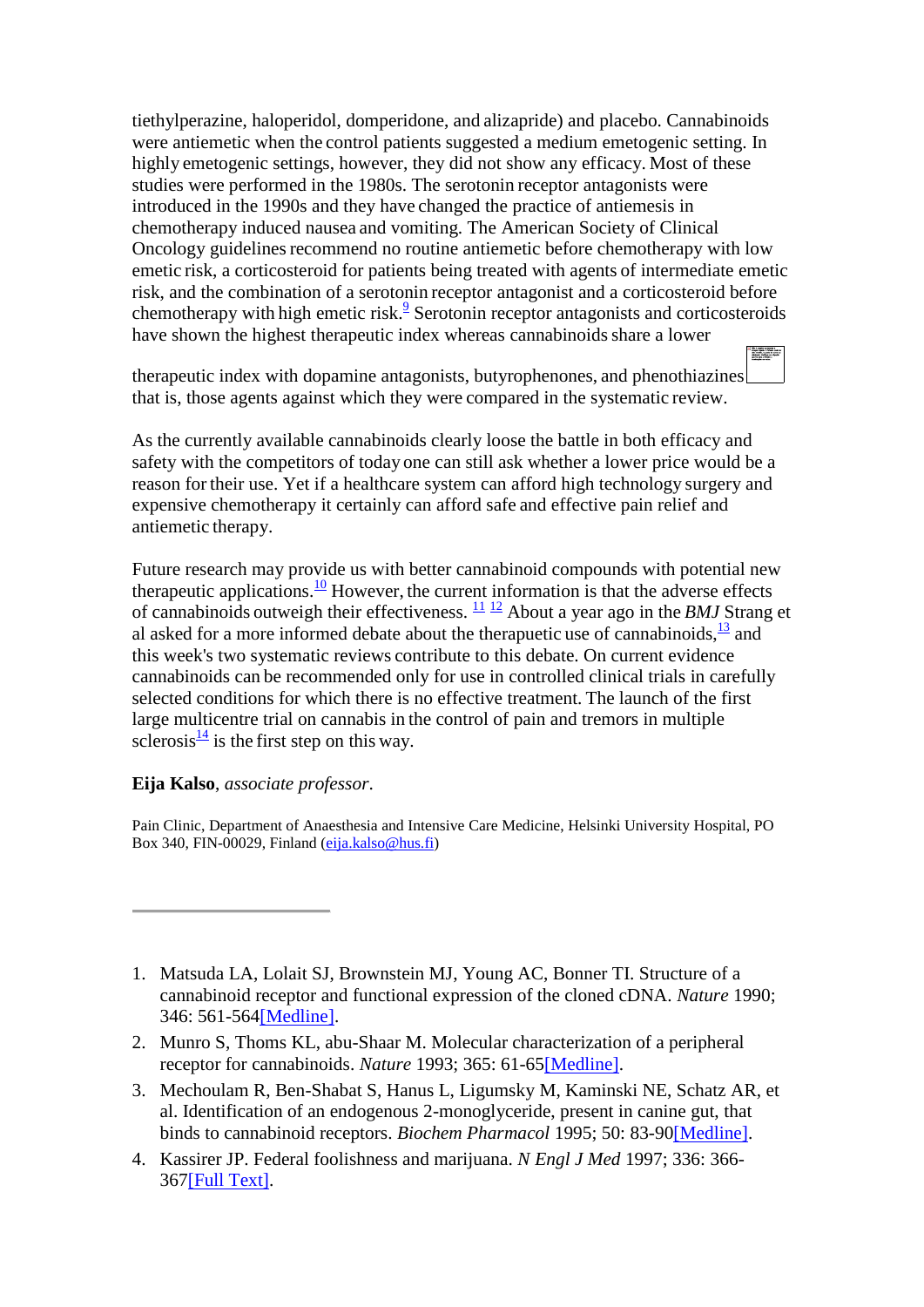tiethylperazine, haloperidol, domperidone, and alizapride) and placebo. Cannabinoids were antiemetic when the control patients suggested a medium emetogenic setting. In highly emetogenic settings, however, they did not show any efficacy. Most of these studies were performed in the 1980s. The serotonin receptor antagonists were introduced in the 1990s and they have changed the practice of antiemesis in chemotherapy induced nausea and vomiting. The American Society of Clinical Oncology guidelines recommend no routine antiemetic before chemotherapy with low emetic risk, a corticosteroid for patients being treated with agents of intermediate emetic risk, and the combination of a serotonin receptor antagonist and a corticosteroid before chemotherapy with high emetic risk.[9] Serotonin receptor antagonists and corticosteroids have shown the highest therapeutic index whereas cannabinoids share a lower therapeutic index with dopamine antagonists, butyrophenones, and phenothiazines that is, those agents against which they were compared in the systematic review.

As the currently available cannabinoids clearly loose the battle in both efficacy and safety with the competitors of today one can still ask whether a lower price would be a reason for their use. Yet if a healthcare system can afford high technology surgery and expensive chemotherapy it certainly can afford safe and effective pain relief and antiemetic therapy.

Future research may provide us with better cannabinoid compounds with potential new therapeutic applications.[10] However, the current information is that the adverse effects of cannabinoids outweigh their effectiveness.[11] [12] About a year ago in the *BMJ* Strang et al asked for a more informed debate about the therapeutic use of cannabinoids,[13] and this week's two systematic reviews contribute to this debate. On current evidence cannabinoids can be recommended only for use in controlled clinical trials in carefully selected conditions for which there is no effective treatment. The launch of the first large multicentre trial on cannabis in the control of pain and tremors in multiple sclerosis[14] is the first step on this way.

**Eija Kalso**, *associate professor*.

Pain Clinic, Department of Anaesthesia and Intensive Care Medicine, Helsinki University Hospital, PO Box 340, FIN-00029, Finland (eija.kalso@hus.fi)

---

1. Matsuda LA, Lolait SJ, Brownstein MJ, Young AC, Bonner TI. Structure of a cannabinoid receptor and functional expression of the cloned cDNA. *Nature* 1990; 346: 561-564[Medline].
2. Munro S, Thoms KL, abu-Shaar M. Molecular characterization of a peripheral receptor for cannabinoids. *Nature* 1993; 365: 61-65[Medline].
3. Mechoulam R, Ben-Shabat S, Hanus L, Ligumsky M, Kaminski NE, Schatz AR, et al. Identification of an endogenous 2-monoglyceride, present in canine gut, that binds to cannabinoid receptors. *Biochem Pharmacol* 1995; 50: 83-90[Medline].
4. Kassirer JP. Federal foolishness and marijuana. *N Engl J Med* 1997; 336: 366-367[Full Text].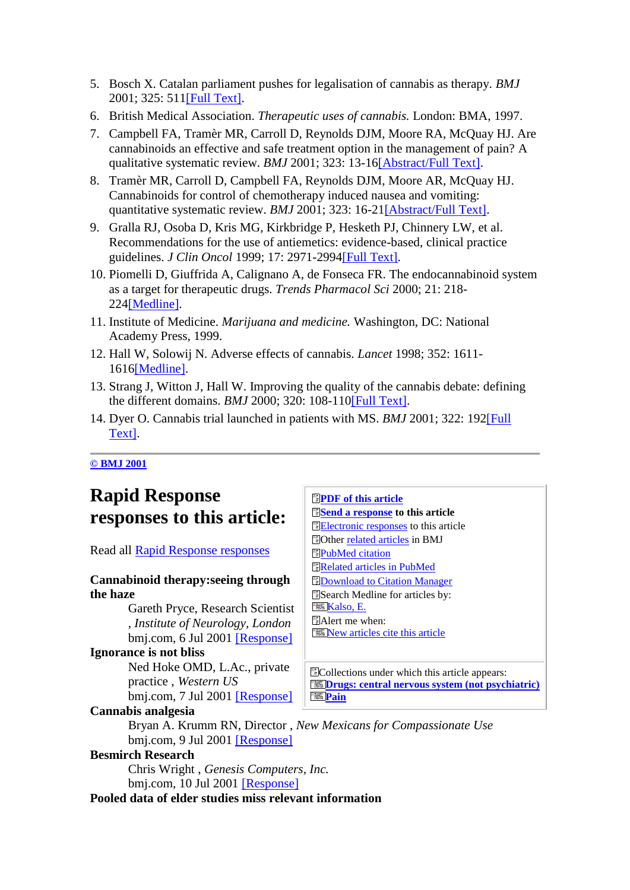5. Bosch X. Catalan parliament pushes for legalisation of cannabis as therapy. *BMJ* 2001; 325: 511[Full Text].
6. British Medical Association. *Therapeutic uses of cannabis.* London: BMA, 1997.
7. Campbell FA, Tramèr MR, Carroll D, Reynolds DJM, Moore RA, McQuay HJ. Are cannabinoids an effective and safe treatment option in the management of pain? A qualitative systematic review. *BMJ* 2001; 323: 13-16[Abstract/Full Text].
8. Tramèr MR, Carroll D, Campbell FA, Reynolds DJM, Moore AR, McQuay HJ. Cannabinoids for control of chemotherapy induced nausea and vomiting: quantitative systematic review. *BMJ* 2001; 323: 16-21[Abstract/Full Text].
9. Gralla RJ, Osoba D, Kris MG, Kirkbridge P, Hesketh PJ, Chinnery LW, et al. Recommendations for the use of antiemetics: evidence-based, clinical practice guidelines. *J Clin Oncol* 1999; 17: 2971-2994[Full Text].
10. Piomelli D, Giuffrida A, Calignano A, de Fonseca FR. The endocannabinoid system as a target for therapeutic drugs. *Trends Pharmacol Sci* 2000; 21: 218-224[Medline].
11. Institute of Medicine. *Marijuana and medicine.* Washington, DC: National Academy Press, 1999.
12. Hall W, Solowij N. Adverse effects of cannabis. *Lancet* 1998; 352: 1611-1616[Medline].
13. Strang J, Witton J, Hall W. Improving the quality of the cannabis debate: defining the different domains. *BMJ* 2000; 320: 108-110[Full Text].
14. Dyer O. Cannabis trial launched in patients with MS. *BMJ* 2001; 322: 192[Full Text].

---

**© BMJ 2001**

## Rapid Response responses to this article:

Read all Rapid Response responses

**Cannabinoid therapy:seeing through the haze**
Gareth Pryce, Research Scientist , *Institute of Neurology, London*
bmj.com, 6 Jul 2001 [Response]

**Ignorance is not bliss**
Ned Hoke OMD, L.Ac., private practice , *Western US*
bmj.com, 7 Jul 2001 [Response]

**Cannabis analgesia**
Bryan A. Krumm RN, Director , *New Mexicans for Compassionate Use*
bmj.com, 9 Jul 2001 [Response]

**Besmirch Research**
Chris Wright , *Genesis Computers, Inc.*
bmj.com, 10 Jul 2001 [Response]

**Pooled data of elder studies miss relevant information**

- **PDF of this article**
- **Send a response** to this article
- Electronic responses to this article
- Other related articles in BMJ
- PubMed citation
- Related articles in PubMed
- Download to Citation Manager
- Search Medline for articles by:
  - Kalso, E.
- Alert me when:
  - New articles cite this article

Collections under which this article appears:
- **Drugs: central nervous system (not psychiatric)**
- **Pain**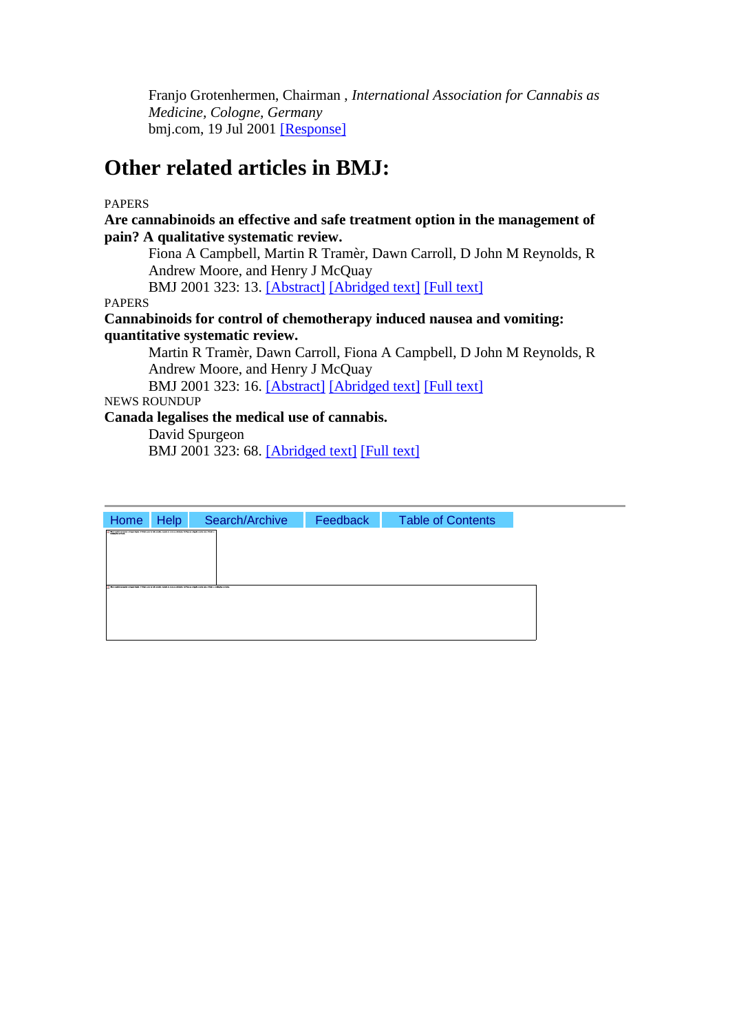Franjo Grotenhermen, Chairman , *International Association for Cannabis as Medicine, Cologne, Germany*
bmj.com, 19 Jul 2001 [Response]

## Other related articles in BMJ:

PAPERS

**Are cannabinoids an effective and safe treatment option in the management of pain? A qualitative systematic review.**

Fiona A Campbell, Martin R Tramèr, Dawn Carroll, D John M Reynolds, R Andrew Moore, and Henry J McQuay
BMJ 2001 323: 13. [Abstract] [Abridged text] [Full text]

PAPERS

**Cannabinoids for control of chemotherapy induced nausea and vomiting: quantitative systematic review.**

Martin R Tramèr, Dawn Carroll, Fiona A Campbell, D John M Reynolds, R Andrew Moore, and Henry J McQuay
BMJ 2001 323: 16. [Abstract] [Abridged text] [Full text]

NEWS ROUNDUP

**Canada legalises the medical use of cannabis.**

David Spurgeon
BMJ 2001 323: 68. [Abridged text] [Full text]

Home | Help | Search/Archive | Feedback | Table of Contents